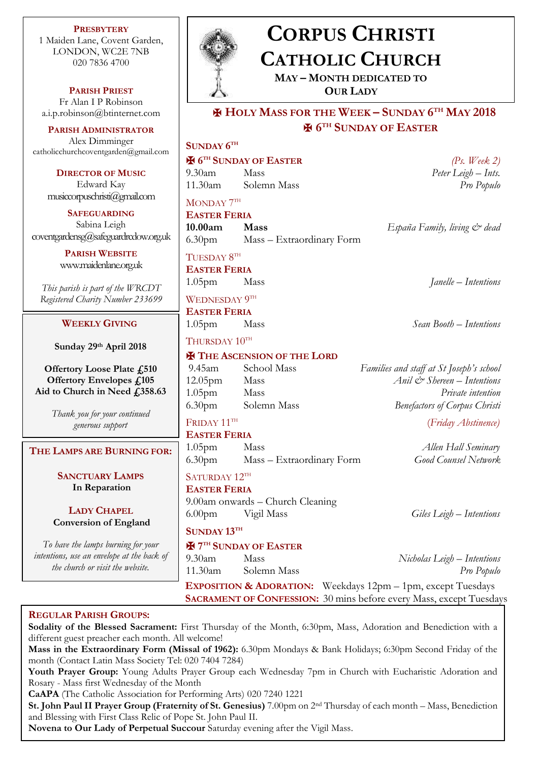# CORPUS CHRISTI CATHOLIC CHURCH

**MAY – MONTH DEDICATED TO OUR LADY**

## ✠ HOLY MASS FOR THE WEEK – SUNDAY 6TH MAY 2018
## ✠ 6TH SUNDAY OF EASTER

**SUNDAY 6TH**

**✠ 6TH SUNDAY OF EASTER** *(Ps. Week 2)*

| | | |
|---|---|---|
| 9.30am | Mass | *Peter Leigh – Ints.* |
| 11.30am | Solemn Mass | *Pro Populo* |

MONDAY 7TH

**EASTER FERIA**

| | | |
|---|---|---|
| **10.00am** | **Mass** | *España Family, living & dead* |
| 6.30pm | Mass – Extraordinary Form | |

TUESDAY 8TH

**EASTER FERIA**

| | | |
|---|---|---|
| 1.05pm | Mass | *Janelle – Intentions* |

WEDNESDAY 9TH

**EASTER FERIA**

| | | |
|---|---|---|
| 1.05pm | Mass | *Sean Booth – Intentions* |

THURSDAY 10TH

**✠ THE ASCENSION OF THE LORD**

| | | |
|---|---|---|
| 9.45am | School Mass | *Families and staff at St Joseph's school* |
| 12.05pm | Mass | *Anil & Shereen – Intentions* |
| 1.05pm | Mass | *Private intention* |
| 6.30pm | Solemn Mass | *Benefactors of Corpus Christi* |

FRIDAY 11TH *(Friday Abstinence)*

**EASTER FERIA**

| | | |
|---|---|---|
| 1.05pm | Mass | *Allen Hall Seminary* |
| 6.30pm | Mass – Extraordinary Form | *Good Counsel Network* |

SATURDAY 12TH

**EASTER FERIA**

| | | |
|---|---|---|
| 9.00am onwards – Church Cleaning | | |
| 6.00pm | Vigil Mass | *Giles Leigh – Intentions* |

**SUNDAY 13TH**

**✠ 7TH SUNDAY OF EASTER**

| | | |
|---|---|---|
| 9.30am | Mass | *Nicholas Leigh – Intentions* |
| 11.30am | Solemn Mass | *Pro Populo* |

**EXPOSITION & ADORATION:** Weekdays 12pm – 1pm, except Tuesdays
**SACRAMENT OF CONFESSION:** 30 mins before every Mass, except Tuesdays

---

**PRESBYTERY**
1 Maiden Lane, Covent Garden,
LONDON, WC2E 7NB
020 7836 4700

**PARISH PRIEST**
Fr Alan I P Robinson
a.i.p.robinson@btinternet.com

**PARISH ADMINISTRATOR**
Alex Dimminger
catholicchurchcoventgarden@gmail.com

**DIRECTOR OF MUSIC**
Edward Kay
musiccorpuschristi@gmail.com

**SAFEGUARDING**
Sabina Leigh
coventgardensg@safeguardrcdow.org.uk

**PARISH WEBSITE**
www.maidenlane.org.uk

*This parish is part of the WRCDT Registered Charity Number 233699*

**WEEKLY GIVING**

**Sunday 29th April 2018**

**Offertory Loose Plate £510**
**Offertory Envelopes £105**
**Aid to Church in Need £358.63**

*Thank you for your continued generous support*

**THE LAMPS ARE BURNING FOR:**

**SANCTUARY LAMPS**
**In Reparation**

**LADY CHAPEL**
**Conversion of England**

*To have the lamps burning for your intentions, use an envelope at the back of the church or visit the website.*

---

**REGULAR PARISH GROUPS:**

**Sodality of the Blessed Sacrament:** First Thursday of the Month, 6:30pm, Mass, Adoration and Benediction with a different guest preacher each month. All welcome!

**Mass in the Extraordinary Form (Missal of 1962):** 6.30pm Mondays & Bank Holidays; 6:30pm Second Friday of the month (Contact Latin Mass Society Tel: 020 7404 7284)

**Youth Prayer Group:** Young Adults Prayer Group each Wednesday 7pm in Church with Eucharistic Adoration and Rosary - Mass first Wednesday of the Month

**CaAPA** (The Catholic Association for Performing Arts) 020 7240 1221

**St. John Paul II Prayer Group (Fraternity of St. Genesius)** 7.00pm on 2nd Thursday of each month – Mass, Benediction and Blessing with First Class Relic of Pope St. John Paul II.

**Novena to Our Lady of Perpetual Succour** Saturday evening after the Vigil Mass.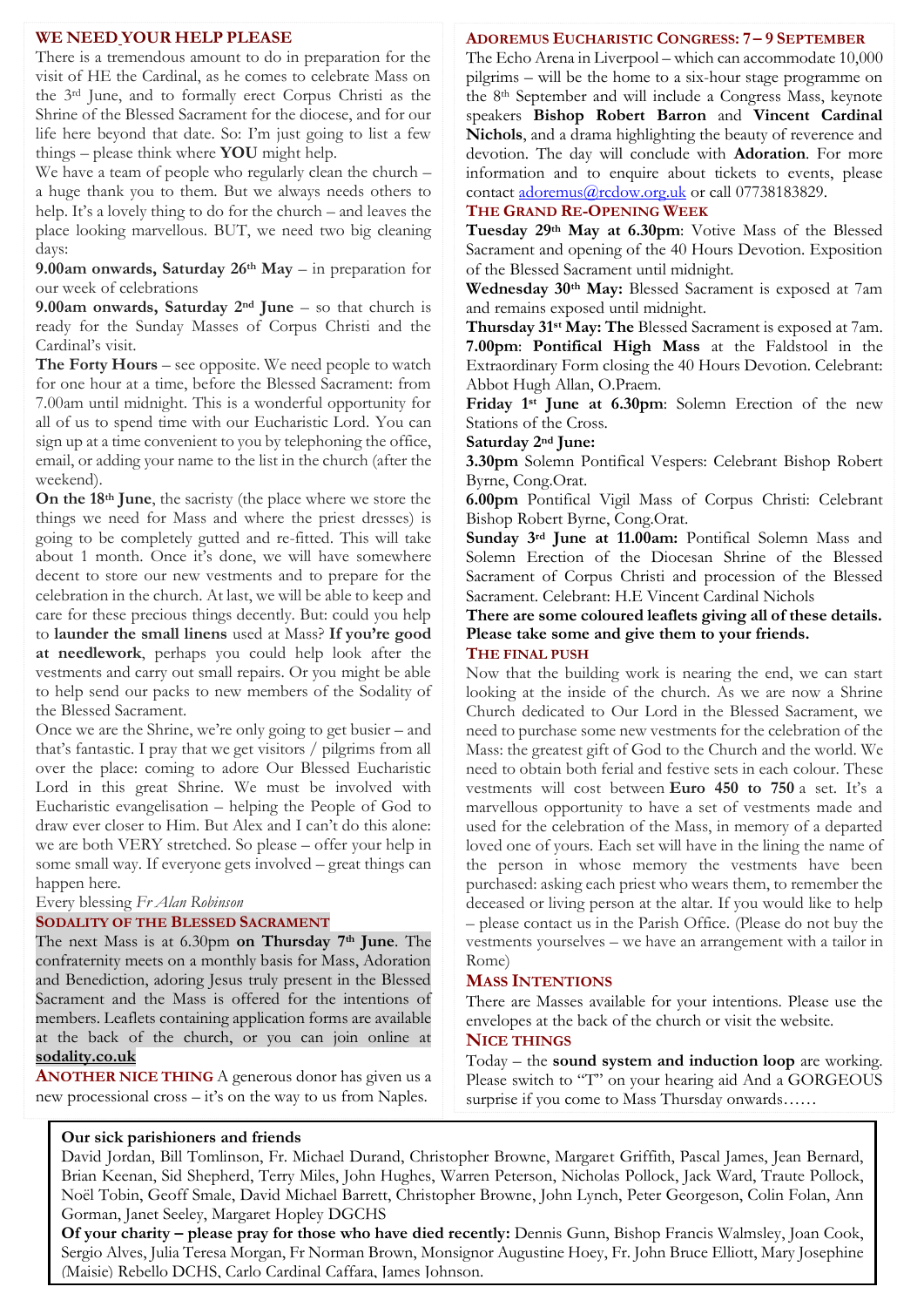## WE NEED YOUR HELP PLEASE

There is a tremendous amount to do in preparation for the visit of HE the Cardinal, as he comes to celebrate Mass on the 3rd June, and to formally erect Corpus Christi as the Shrine of the Blessed Sacrament for the diocese, and for our life here beyond that date. So: I'm just going to list a few things – please think where **YOU** might help.

We have a team of people who regularly clean the church – a huge thank you to them. But we always needs others to help. It's a lovely thing to do for the church – and leaves the place looking marvellous. BUT, we need two big cleaning days:

**9.00am onwards, Saturday 26th May** – in preparation for our week of celebrations

**9.00am onwards, Saturday 2nd June** – so that church is ready for the Sunday Masses of Corpus Christi and the Cardinal's visit.

**The Forty Hours** – see opposite. We need people to watch for one hour at a time, before the Blessed Sacrament: from 7.00am until midnight. This is a wonderful opportunity for all of us to spend time with our Eucharistic Lord. You can sign up at a time convenient to you by telephoning the office, email, or adding your name to the list in the church (after the weekend).

**On the 18th June**, the sacristy (the place where we store the things we need for Mass and where the priest dresses) is going to be completely gutted and re-fitted. This will take about 1 month. Once it's done, we will have somewhere decent to store our new vestments and to prepare for the celebration in the church. At last, we will be able to keep and care for these precious things decently. But: could you help to **launder the small linens** used at Mass? **If you're good at needlework**, perhaps you could help look after the vestments and carry out small repairs. Or you might be able to help send our packs to new members of the Sodality of the Blessed Sacrament.

Once we are the Shrine, we're only going to get busier – and that's fantastic. I pray that we get visitors / pilgrims from all over the place: coming to adore Our Blessed Eucharistic Lord in this great Shrine. We must be involved with Eucharistic evangelisation – helping the People of God to draw ever closer to Him. But Alex and I can't do this alone: we are both VERY stretched. So please – offer your help in some small way. If everyone gets involved – great things can happen here.

Every blessing *Fr Alan Robinson*

## SODALITY OF THE BLESSED SACRAMENT

The next Mass is at 6.30pm **on Thursday 7th June**. The confraternity meets on a monthly basis for Mass, Adoration and Benediction, adoring Jesus truly present in the Blessed Sacrament and the Mass is offered for the intentions of members. Leaflets containing application forms are available at the back of the church, or you can join online at **sodality.co.uk**

**ANOTHER NICE THING** A generous donor has given us a new processional cross – it's on the way to us from Naples.

## ADOREMUS EUCHARISTIC CONGRESS: 7 – 9 SEPTEMBER

The Echo Arena in Liverpool – which can accommodate 10,000 pilgrims – will be the home to a six-hour stage programme on the 8th September and will include a Congress Mass, keynote speakers **Bishop Robert Barron** and **Vincent Cardinal Nichols**, and a drama highlighting the beauty of reverence and devotion. The day will conclude with **Adoration**. For more information and to enquire about tickets to events, please contact adoremus@rcdow.org.uk or call 07738183829.

## THE GRAND RE-OPENING WEEK

**Tuesday 29th May at 6.30pm**: Votive Mass of the Blessed Sacrament and opening of the 40 Hours Devotion. Exposition of the Blessed Sacrament until midnight.

**Wednesday 30th May:** Blessed Sacrament is exposed at 7am and remains exposed until midnight.

**Thursday 31st May: The** Blessed Sacrament is exposed at 7am. **7.00pm**: **Pontifical High Mass** at the Faldstool in the Extraordinary Form closing the 40 Hours Devotion. Celebrant: Abbot Hugh Allan, O.Praem.

**Friday 1st June at 6.30pm**: Solemn Erection of the new Stations of the Cross.

**Saturday 2nd June:**

**3.30pm** Solemn Pontifical Vespers: Celebrant Bishop Robert Byrne, Cong.Orat.

**6.00pm** Pontifical Vigil Mass of Corpus Christi: Celebrant Bishop Robert Byrne, Cong.Orat.

**Sunday 3rd June at 11.00am:** Pontifical Solemn Mass and Solemn Erection of the Diocesan Shrine of the Blessed Sacrament of Corpus Christi and procession of the Blessed Sacrament. Celebrant: H.E Vincent Cardinal Nichols

**There are some coloured leaflets giving all of these details. Please take some and give them to your friends.**

## THE FINAL PUSH

Now that the building work is nearing the end, we can start looking at the inside of the church. As we are now a Shrine Church dedicated to Our Lord in the Blessed Sacrament, we need to purchase some new vestments for the celebration of the Mass: the greatest gift of God to the Church and the world. We need to obtain both ferial and festive sets in each colour. These vestments will cost between **Euro 450 to 750** a set. It's a marvellous opportunity to have a set of vestments made and used for the celebration of the Mass, in memory of a departed loved one of yours. Each set will have in the lining the name of the person in whose memory the vestments have been purchased: asking each priest who wears them, to remember the deceased or living person at the altar. If you would like to help – please contact us in the Parish Office. (Please do not buy the vestments yourselves – we have an arrangement with a tailor in Rome)

## MASS INTENTIONS

There are Masses available for your intentions. Please use the envelopes at the back of the church or visit the website.

## NICE THINGS

Today – the **sound system and induction loop** are working. Please switch to "T" on your hearing aid And a GORGEOUS surprise if you come to Mass Thursday onwards……

**Our sick parishioners and friends**

David Jordan, Bill Tomlinson, Fr. Michael Durand, Christopher Browne, Margaret Griffith, Pascal James, Jean Bernard, Brian Keenan, Sid Shepherd, Terry Miles, John Hughes, Warren Peterson, Nicholas Pollock, Jack Ward, Traute Pollock, Noël Tobin, Geoff Smale, David Michael Barrett, Christopher Browne, John Lynch, Peter Georgeson, Colin Folan, Ann Gorman, Janet Seeley, Margaret Hopley DGCHS

**Of your charity – please pray for those who have died recently:** Dennis Gunn, Bishop Francis Walmsley, Joan Cook, Sergio Alves, Julia Teresa Morgan, Fr Norman Brown, Monsignor Augustine Hoey, Fr. John Bruce Elliott, Mary Josephine (Maisie) Rebello DCHS, Carlo Cardinal Caffara, James Johnson.